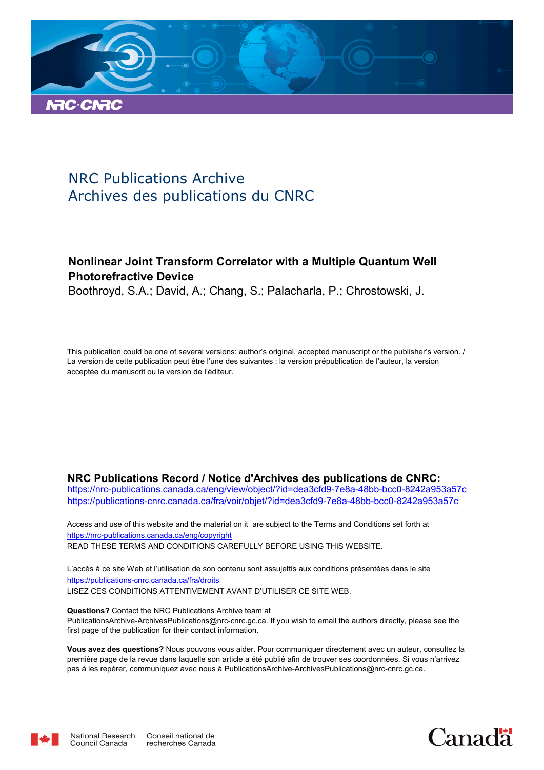NRC Publications Archive
Archives des publications du CNRC

**Nonlinear Joint Transform Correlator with a Multiple Quantum Well Photorefractive Device**
Boothroyd, S.A.; David, A.; Chang, S.; Palacharla, P.; Chrostowski, J.

This publication could be one of several versions: author's original, accepted manuscript or the publisher's version. / La version de cette publication peut être l'une des suivantes : la version prépublication de l'auteur, la version acceptée du manuscrit ou la version de l'éditeur.

**NRC Publications Record / Notice d'Archives des publications de CNRC:**
https://nrc-publications.canada.ca/eng/view/object/?id=dea3cfd9-7e8a-48bb-bcc0-8242a953a57c
https://publications-cnrc.canada.ca/fra/voir/objet/?id=dea3cfd9-7e8a-48bb-bcc0-8242a953a57c

Access and use of this website and the material on it are subject to the Terms and Conditions set forth at
https://nrc-publications.canada.ca/eng/copyright
READ THESE TERMS AND CONDITIONS CAREFULLY BEFORE USING THIS WEBSITE.

L'accès à ce site Web et l'utilisation de son contenu sont assujettis aux conditions présentées dans le site
https://publications-cnrc.canada.ca/fra/droits
LISEZ CES CONDITIONS ATTENTIVEMENT AVANT D'UTILISER CE SITE WEB.

**Questions?** Contact the NRC Publications Archive team at PublicationsArchive-ArchivesPublications@nrc-cnrc.gc.ca. If you wish to email the authors directly, please see the first page of the publication for their contact information.

**Vous avez des questions?** Nous pouvons vous aider. Pour communiquer directement avec un auteur, consultez la première page de la revue dans laquelle son article a été publié afin de trouver ses coordonnées. Si vous n'arrivez pas à les repérer, communiquez avec nous à PublicationsArchive-ArchivesPublications@nrc-cnrc.gc.ca.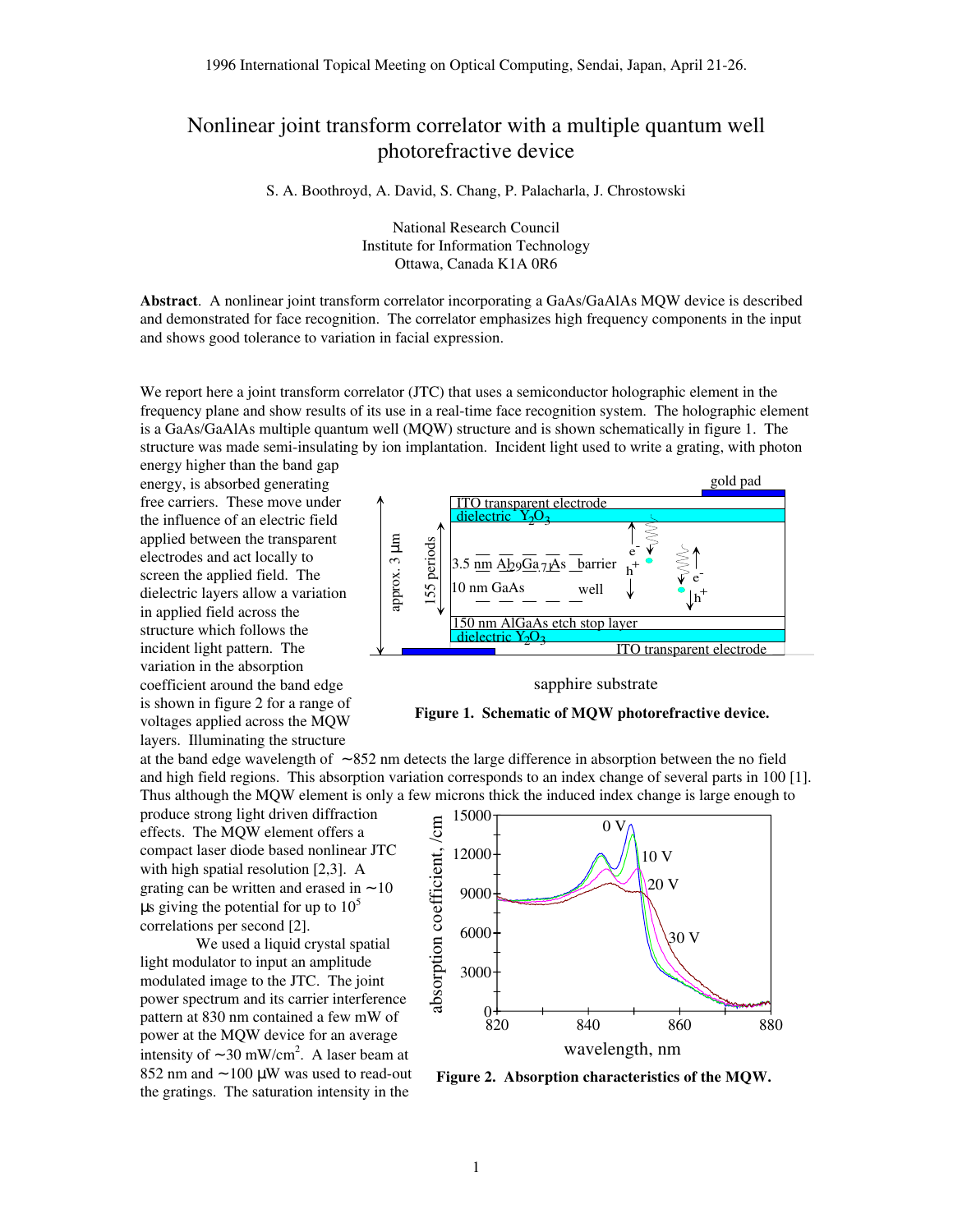1996 International Topical Meeting on Optical Computing, Sendai, Japan, April 21-26.

# Nonlinear joint transform correlator with a multiple quantum well photorefractive device

S. A. Boothroyd, A. David, S. Chang, P. Palacharla, J. Chrostowski

National Research Council
Institute for Information Technology
Ottawa, Canada K1A 0R6

**Abstract**. A nonlinear joint transform correlator incorporating a GaAs/GaAlAs MQW device is described and demonstrated for face recognition. The correlator emphasizes high frequency components in the input and shows good tolerance to variation in facial expression.

We report here a joint transform correlator (JTC) that uses a semiconductor holographic element in the frequency plane and show results of its use in a real-time face recognition system. The holographic element is a GaAs/GaAlAs multiple quantum well (MQW) structure and is shown schematically in figure 1. The structure was made semi-insulating by ion implantation. Incident light used to write a grating, with photon energy higher than the band gap energy, is absorbed generating free carriers. These move under the influence of an electric field applied between the transparent electrodes and act locally to screen the applied field. The dielectric layers allow a variation in applied field across the structure which follows the incident light pattern. The variation in the absorption coefficient around the band edge is shown in figure 2 for a range of voltages applied across the MQW layers. Illuminating the structure at the band edge wavelength of ~852 nm detects the large difference in absorption between the no field and high field regions. This absorption variation corresponds to an index change of several parts in 100 [1]. Thus although the MQW element is only a few microns thick the induced index change is large enough to produce strong light driven diffraction effects. The MQW element offers a compact laser diode based nonlinear JTC with high spatial resolution [2,3]. A grating can be written and erased in ~10 μs giving the potential for up to $10^5$ correlations per second [2].

**Figure 1. Schematic of MQW photorefractive device.**

**Figure 2. Absorption characteristics of the MQW.**

We used a liquid crystal spatial light modulator to input an amplitude modulated image to the JTC. The joint power spectrum and its carrier interference pattern at 830 nm contained a few mW of power at the MQW device for an average intensity of ~30 mW/cm$^2$. A laser beam at 852 nm and ~100 μW was used to read-out the gratings. The saturation intensity in the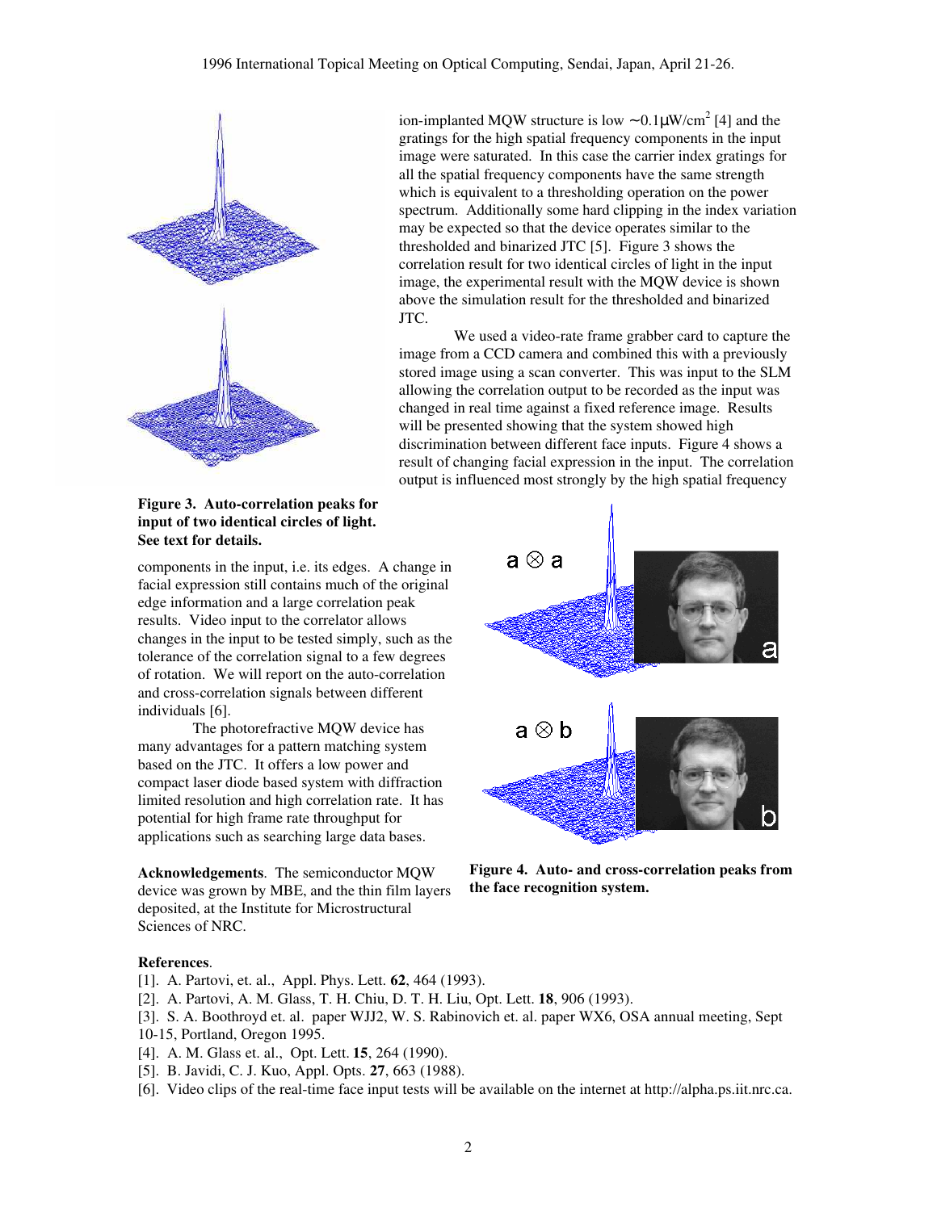ion-implanted MQW structure is low ~0.1μW/cm$^2$ [4] and the gratings for the high spatial frequency components in the input image were saturated. In this case the carrier index gratings for all the spatial frequency components have the same strength which is equivalent to a thresholding operation on the power spectrum. Additionally some hard clipping in the index variation may be expected so that the device operates similar to the thresholded and binarized JTC [5]. Figure 3 shows the correlation result for two identical circles of light in the input image, the experimental result with the MQW device is shown above the simulation result for the thresholded and binarized JTC.

We used a video-rate frame grabber card to capture the image from a CCD camera and combined this with a previously stored image using a scan converter. This was input to the SLM allowing the correlation output to be recorded as the input was changed in real time against a fixed reference image. Results will be presented showing that the system showed high discrimination between different face inputs. Figure 4 shows a result of changing facial expression in the input. The correlation output is influenced most strongly by the high spatial frequency components in the input, i.e. its edges. A change in facial expression still contains much of the original edge information and a large correlation peak results. Video input to the correlator allows changes in the input to be tested simply, such as the tolerance of the correlation signal to a few degrees of rotation. We will report on the auto-correlation and cross-correlation signals between different individuals [6].

**Figure 3. Auto-correlation peaks for input of two identical circles of light. See text for details.**

The photorefractive MQW device has many advantages for a pattern matching system based on the JTC. It offers a low power and compact laser diode based system with diffraction limited resolution and high correlation rate. It has potential for high frame rate throughput for applications such as searching large data bases.

a ⊗ a

a

a ⊗ b

b

**Figure 4. Auto- and cross-correlation peaks from the face recognition system.**

**Acknowledgements**. The semiconductor MQW device was grown by MBE, and the thin film layers deposited, at the Institute for Microstructural Sciences of NRC.

**References**.

[1]. A. Partovi, et. al., Appl. Phys. Lett. **62**, 464 (1993).

[2]. A. Partovi, A. M. Glass, T. H. Chiu, D. T. H. Liu, Opt. Lett. **18**, 906 (1993).

[3]. S. A. Boothroyd et. al. paper WJJ2, W. S. Rabinovich et. al. paper WX6, OSA annual meeting, Sept 10-15, Portland, Oregon 1995.

[4]. A. M. Glass et. al., Opt. Lett. **15**, 264 (1990).

[5]. B. Javidi, C. J. Kuo, Appl. Opts. **27**, 663 (1988).

[6]. Video clips of the real-time face input tests will be available on the internet at http://alpha.ps.iit.nrc.ca.